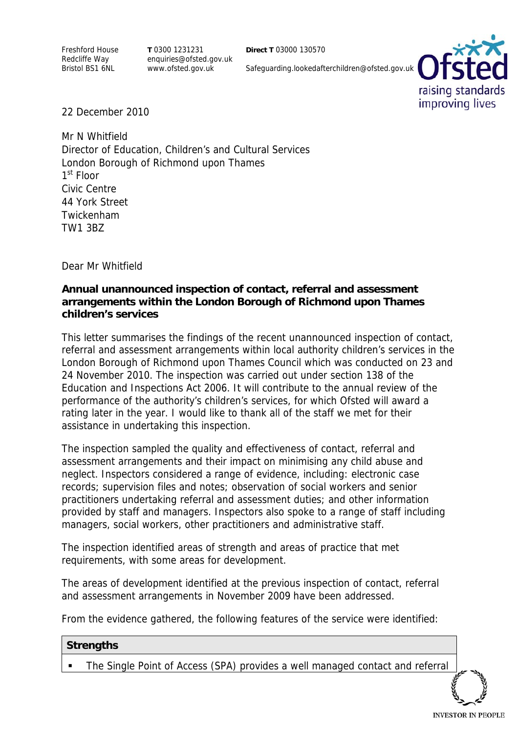Freshford House
Redcliffe Way
Bristol BS1 6NL

**T** 0300 1231231
enquiries@ofsted.gov.uk
www.ofsted.gov.uk

**Direct T** 03000 130570

Safeguarding.lookedafterchildren@ofsted.gov.uk

22 December 2010

Mr N Whitfield
Director of Education, Children's and Cultural Services
London Borough of Richmond upon Thames
1st Floor
Civic Centre
44 York Street
Twickenham
TW1 3BZ

Dear Mr Whitfield

**Annual unannounced inspection of contact, referral and assessment arrangements within the London Borough of Richmond upon Thames children's services**

This letter summarises the findings of the recent unannounced inspection of contact, referral and assessment arrangements within local authority children's services in the London Borough of Richmond upon Thames Council which was conducted on 23 and 24 November 2010. The inspection was carried out under section 138 of the Education and Inspections Act 2006. It will contribute to the annual review of the performance of the authority's children's services, for which Ofsted will award a rating later in the year. I would like to thank all of the staff we met for their assistance in undertaking this inspection.

The inspection sampled the quality and effectiveness of contact, referral and assessment arrangements and their impact on minimising any child abuse and neglect. Inspectors considered a range of evidence, including: electronic case records; supervision files and notes; observation of social workers and senior practitioners undertaking referral and assessment duties; and other information provided by staff and managers. Inspectors also spoke to a range of staff including managers, social workers, other practitioners and administrative staff.

The inspection identified areas of strength and areas of practice that met requirements, with some areas for development.

The areas of development identified at the previous inspection of contact, referral and assessment arrangements in November 2009 have been addressed.

From the evidence gathered, the following features of the service were identified:

| Strengths |
| --- |
| ▪ The Single Point of Access (SPA) provides a well managed contact and referral |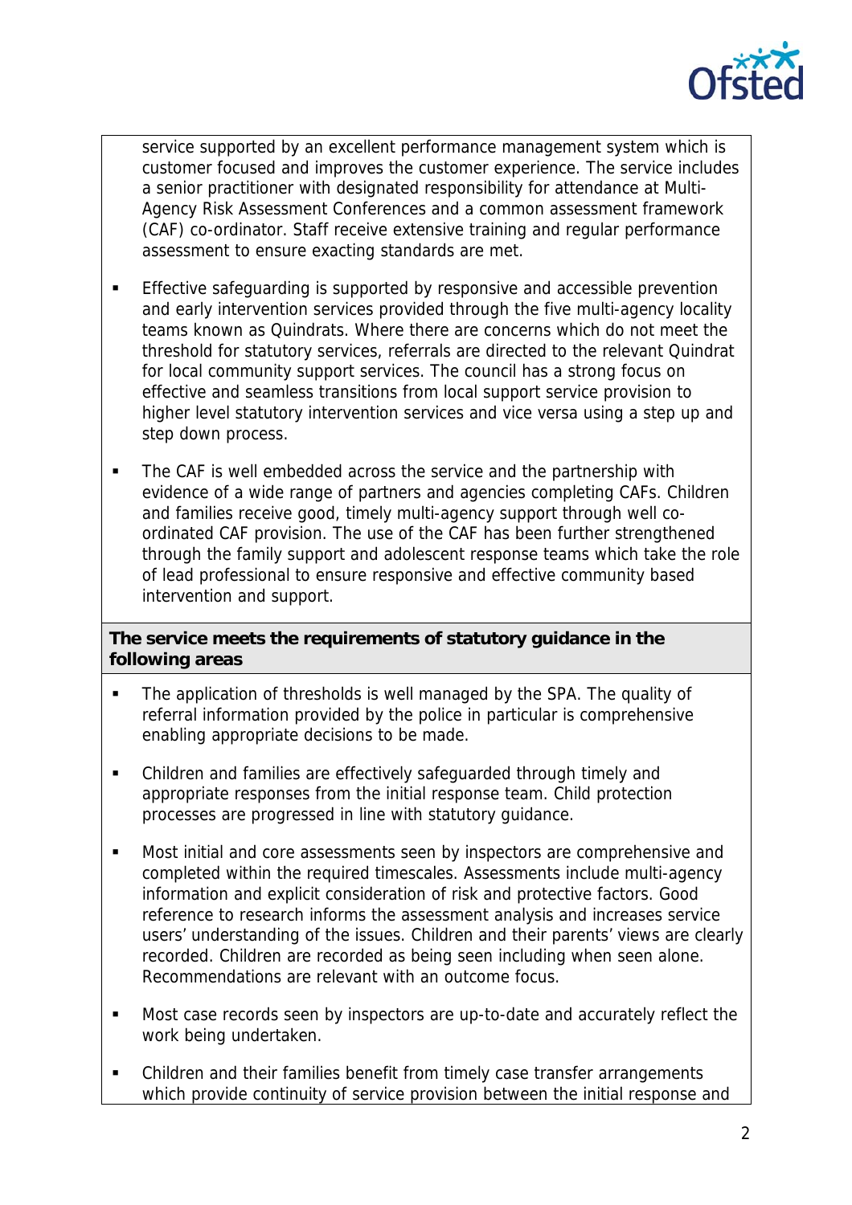service supported by an excellent performance management system which is customer focused and improves the customer experience. The service includes a senior practitioner with designated responsibility for attendance at Multi-Agency Risk Assessment Conferences and a common assessment framework (CAF) co-ordinator. Staff receive extensive training and regular performance assessment to ensure exacting standards are met.

- Effective safeguarding is supported by responsive and accessible prevention and early intervention services provided through the five multi-agency locality teams known as Quindrats. Where there are concerns which do not meet the threshold for statutory services, referrals are directed to the relevant Quindrat for local community support services. The council has a strong focus on effective and seamless transitions from local support service provision to higher level statutory intervention services and vice versa using a step up and step down process.
- The CAF is well embedded across the service and the partnership with evidence of a wide range of partners and agencies completing CAFs. Children and families receive good, timely multi-agency support through well co-ordinated CAF provision. The use of the CAF has been further strengthened through the family support and adolescent response teams which take the role of lead professional to ensure responsive and effective community based intervention and support.

**The service meets the requirements of statutory guidance in the following areas**

- The application of thresholds is well managed by the SPA. The quality of referral information provided by the police in particular is comprehensive enabling appropriate decisions to be made.
- Children and families are effectively safeguarded through timely and appropriate responses from the initial response team. Child protection processes are progressed in line with statutory guidance.
- Most initial and core assessments seen by inspectors are comprehensive and completed within the required timescales. Assessments include multi-agency information and explicit consideration of risk and protective factors. Good reference to research informs the assessment analysis and increases service users' understanding of the issues. Children and their parents' views are clearly recorded. Children are recorded as being seen including when seen alone. Recommendations are relevant with an outcome focus.
- Most case records seen by inspectors are up-to-date and accurately reflect the work being undertaken.
- Children and their families benefit from timely case transfer arrangements which provide continuity of service provision between the initial response and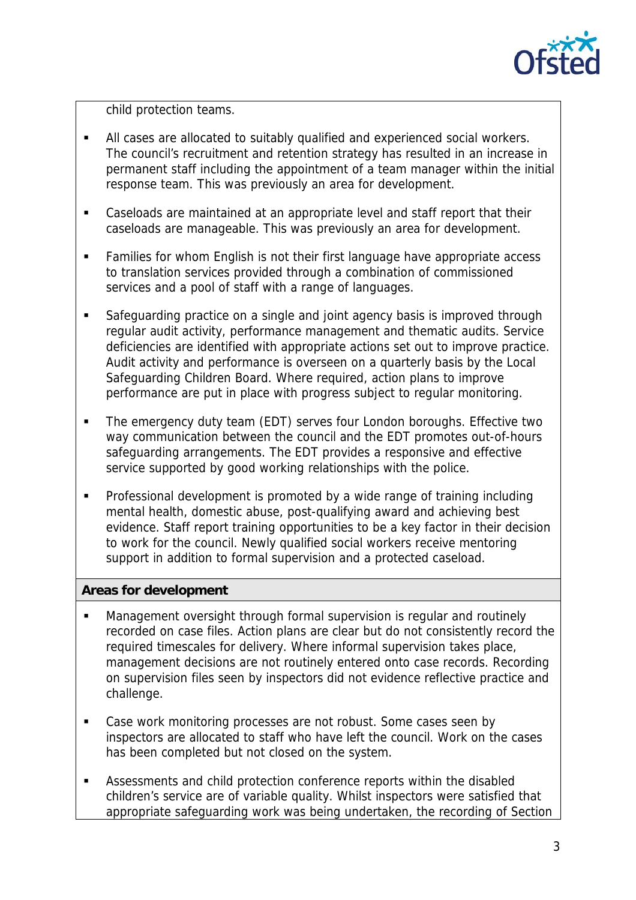child protection teams.

- All cases are allocated to suitably qualified and experienced social workers. The council's recruitment and retention strategy has resulted in an increase in permanent staff including the appointment of a team manager within the initial response team. This was previously an area for development.
- Caseloads are maintained at an appropriate level and staff report that their caseloads are manageable. This was previously an area for development.
- Families for whom English is not their first language have appropriate access to translation services provided through a combination of commissioned services and a pool of staff with a range of languages.
- Safeguarding practice on a single and joint agency basis is improved through regular audit activity, performance management and thematic audits. Service deficiencies are identified with appropriate actions set out to improve practice. Audit activity and performance is overseen on a quarterly basis by the Local Safeguarding Children Board. Where required, action plans to improve performance are put in place with progress subject to regular monitoring.
- The emergency duty team (EDT) serves four London boroughs. Effective two way communication between the council and the EDT promotes out-of-hours safeguarding arrangements. The EDT provides a responsive and effective service supported by good working relationships with the police.
- Professional development is promoted by a wide range of training including mental health, domestic abuse, post-qualifying award and achieving best evidence. Staff report training opportunities to be a key factor in their decision to work for the council. Newly qualified social workers receive mentoring support in addition to formal supervision and a protected caseload.

**Areas for development**

- Management oversight through formal supervision is regular and routinely recorded on case files. Action plans are clear but do not consistently record the required timescales for delivery. Where informal supervision takes place, management decisions are not routinely entered onto case records. Recording on supervision files seen by inspectors did not evidence reflective practice and challenge.
- Case work monitoring processes are not robust. Some cases seen by inspectors are allocated to staff who have left the council. Work on the cases has been completed but not closed on the system.
- Assessments and child protection conference reports within the disabled children's service are of variable quality. Whilst inspectors were satisfied that appropriate safeguarding work was being undertaken, the recording of Section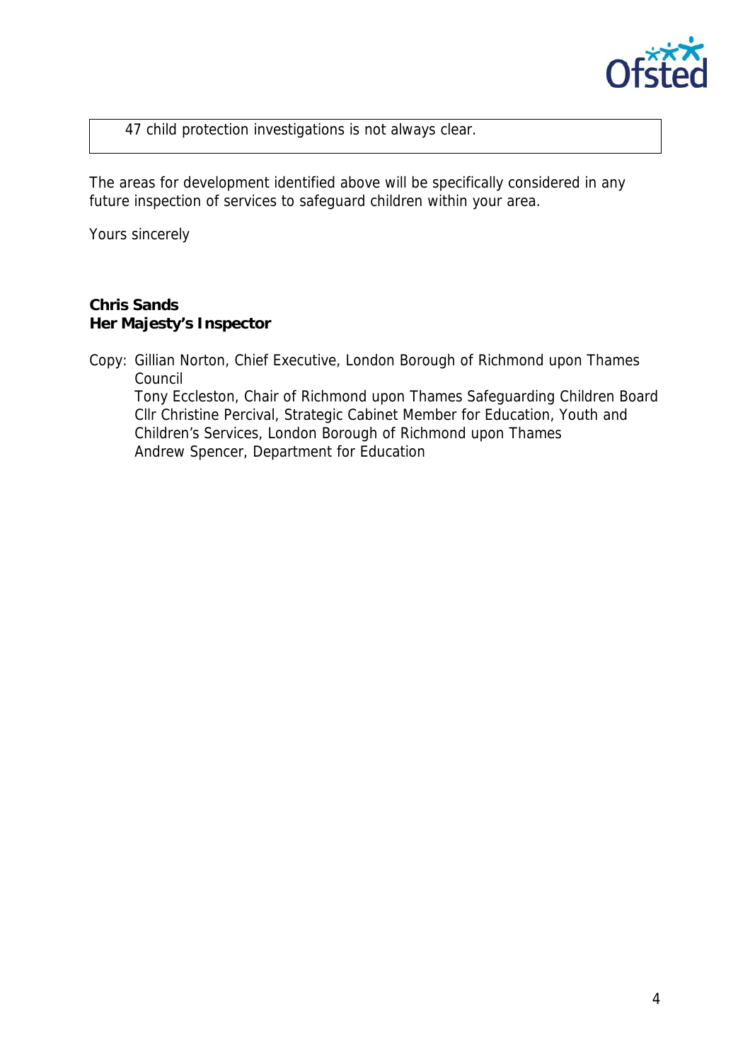47 child protection investigations is not always clear.

The areas for development identified above will be specifically considered in any future inspection of services to safeguard children within your area.

Yours sincerely

**Chris Sands**
**Her Majesty's Inspector**

Copy: Gillian Norton, Chief Executive, London Borough of Richmond upon Thames Council
Tony Eccleston, Chair of Richmond upon Thames Safeguarding Children Board
Cllr Christine Percival, Strategic Cabinet Member for Education, Youth and Children's Services, London Borough of Richmond upon Thames
Andrew Spencer, Department for Education